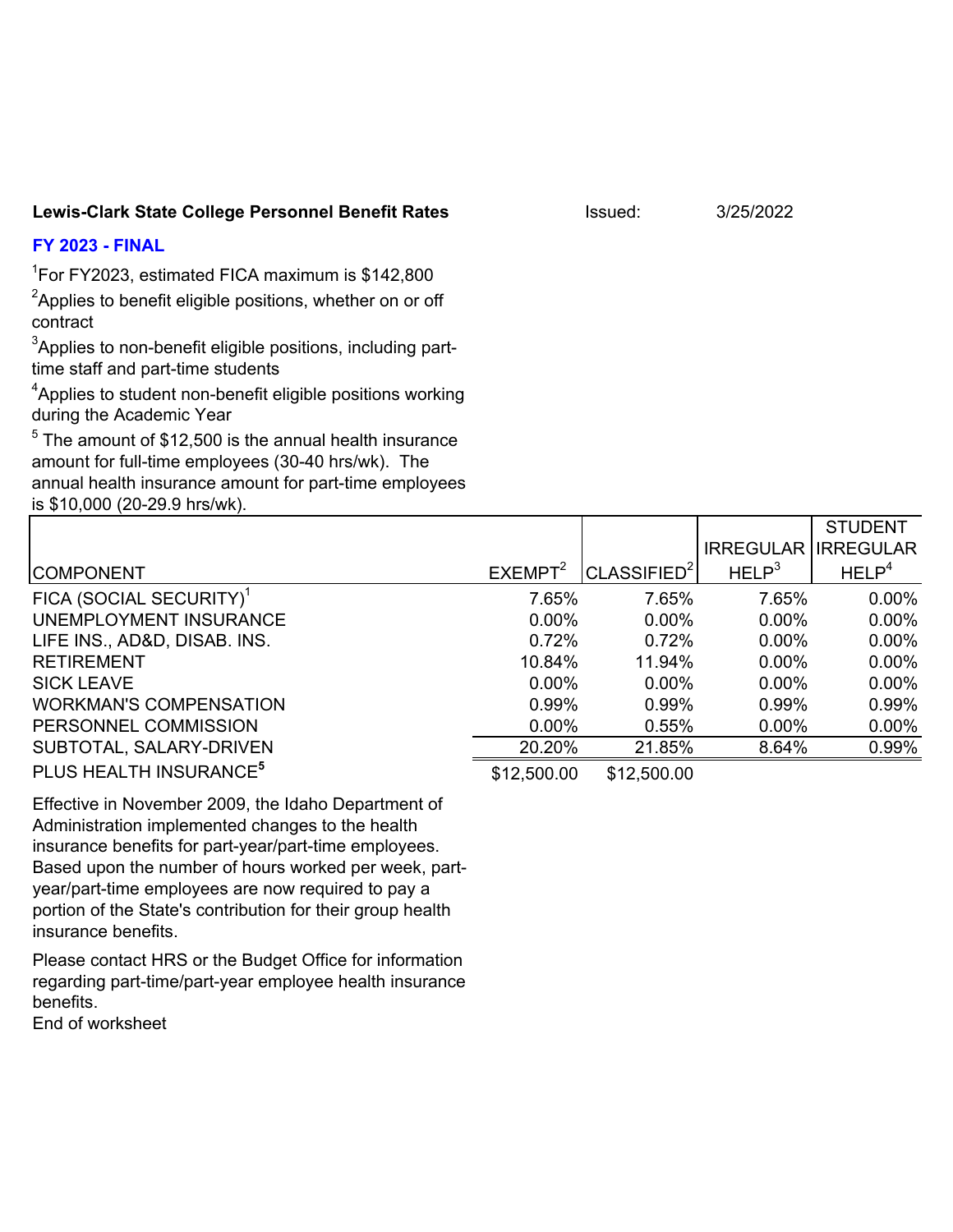**Lewis-Clark State College Personnel Benefit Rates** Issued: 3/25/2022

**FY 2023 - FINAL**

[1]For FY2023, estimated FICA maximum is $142,800

[2]Applies to benefit eligible positions, whether on or off contract

[3]Applies to non-benefit eligible positions, including part-time staff and part-time students

[4]Applies to student non-benefit eligible positions working during the Academic Year

[5] The amount of $12,500 is the annual health insurance amount for full-time employees (30-40 hrs/wk). The annual health insurance amount for part-time employees is $10,000 (20-29.9 hrs/wk).

| COMPONENT | EXEMPT[2] | CLASSIFIED[2] | IRREGULAR HELP[3] | STUDENT IRREGULAR HELP[4] |
|---|---|---|---|---|
| FICA (SOCIAL SECURITY)[1] | 7.65% | 7.65% | 7.65% | 0.00% |
| UNEMPLOYMENT INSURANCE | 0.00% | 0.00% | 0.00% | 0.00% |
| LIFE INS., AD&D, DISAB. INS. | 0.72% | 0.72% | 0.00% | 0.00% |
| RETIREMENT | 10.84% | 11.94% | 0.00% | 0.00% |
| SICK LEAVE | 0.00% | 0.00% | 0.00% | 0.00% |
| WORKMAN'S COMPENSATION | 0.99% | 0.99% | 0.99% | 0.99% |
| PERSONNEL COMMISSION | 0.00% | 0.55% | 0.00% | 0.00% |
| SUBTOTAL, SALARY-DRIVEN | 20.20% | 21.85% | 8.64% | 0.99% |
| PLUS HEALTH INSURANCE[5] | $12,500.00 | $12,500.00 | | |

Effective in November 2009, the Idaho Department of Administration implemented changes to the health insurance benefits for part-year/part-time employees. Based upon the number of hours worked per week, part-year/part-time employees are now required to pay a portion of the State's contribution for their group health insurance benefits.

Please contact HRS or the Budget Office for information regarding part-time/part-year employee health insurance benefits.

End of worksheet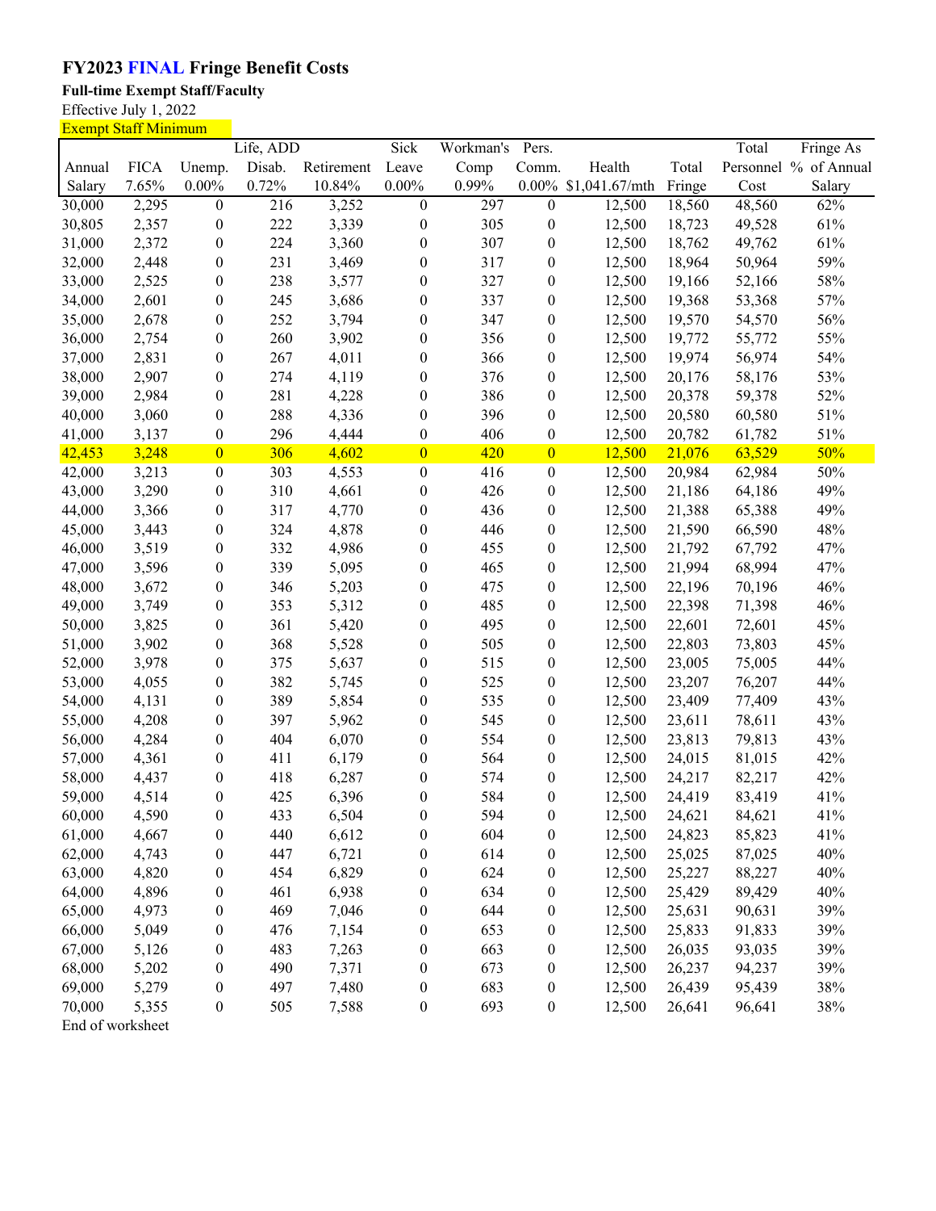# FY2023 FINAL Fringe Benefit Costs

**Full-time Exempt Staff/Faculty**

Effective July 1, 2022

Exempt Staff Minimum

| Annual Salary | FICA 7.65% | Unemp. 0.00% | Life, ADD Disab. 0.72% | Retirement 10.84% | Sick Leave 0.00% | Workman's Comp 0.99% | Pers. Comm. 0.00% | Health $1,041.67/mth | Total Fringe | Total Personnel Cost | Fringe As % of Annual Salary |
|---|---|---|---|---|---|---|---|---|---|---|---|
| 30,000 | 2,295 | 0 | 216 | 3,252 | 0 | 297 | 0 | 12,500 | 18,560 | 48,560 | 62% |
| 30,805 | 2,357 | 0 | 222 | 3,339 | 0 | 305 | 0 | 12,500 | 18,723 | 49,528 | 61% |
| 31,000 | 2,372 | 0 | 224 | 3,360 | 0 | 307 | 0 | 12,500 | 18,762 | 49,762 | 61% |
| 32,000 | 2,448 | 0 | 231 | 3,469 | 0 | 317 | 0 | 12,500 | 18,964 | 50,964 | 59% |
| 33,000 | 2,525 | 0 | 238 | 3,577 | 0 | 327 | 0 | 12,500 | 19,166 | 52,166 | 58% |
| 34,000 | 2,601 | 0 | 245 | 3,686 | 0 | 337 | 0 | 12,500 | 19,368 | 53,368 | 57% |
| 35,000 | 2,678 | 0 | 252 | 3,794 | 0 | 347 | 0 | 12,500 | 19,570 | 54,570 | 56% |
| 36,000 | 2,754 | 0 | 260 | 3,902 | 0 | 356 | 0 | 12,500 | 19,772 | 55,772 | 55% |
| 37,000 | 2,831 | 0 | 267 | 4,011 | 0 | 366 | 0 | 12,500 | 19,974 | 56,974 | 54% |
| 38,000 | 2,907 | 0 | 274 | 4,119 | 0 | 376 | 0 | 12,500 | 20,176 | 58,176 | 53% |
| 39,000 | 2,984 | 0 | 281 | 4,228 | 0 | 386 | 0 | 12,500 | 20,378 | 59,378 | 52% |
| 40,000 | 3,060 | 0 | 288 | 4,336 | 0 | 396 | 0 | 12,500 | 20,580 | 60,580 | 51% |
| 41,000 | 3,137 | 0 | 296 | 4,444 | 0 | 406 | 0 | 12,500 | 20,782 | 61,782 | 51% |
| 42,453 | 3,248 | 0 | 306 | 4,602 | 0 | 420 | 0 | 12,500 | 21,076 | 63,529 | 50% |
| 42,000 | 3,213 | 0 | 303 | 4,553 | 0 | 416 | 0 | 12,500 | 20,984 | 62,984 | 50% |
| 43,000 | 3,290 | 0 | 310 | 4,661 | 0 | 426 | 0 | 12,500 | 21,186 | 64,186 | 49% |
| 44,000 | 3,366 | 0 | 317 | 4,770 | 0 | 436 | 0 | 12,500 | 21,388 | 65,388 | 49% |
| 45,000 | 3,443 | 0 | 324 | 4,878 | 0 | 446 | 0 | 12,500 | 21,590 | 66,590 | 48% |
| 46,000 | 3,519 | 0 | 332 | 4,986 | 0 | 455 | 0 | 12,500 | 21,792 | 67,792 | 47% |
| 47,000 | 3,596 | 0 | 339 | 5,095 | 0 | 465 | 0 | 12,500 | 21,994 | 68,994 | 47% |
| 48,000 | 3,672 | 0 | 346 | 5,203 | 0 | 475 | 0 | 12,500 | 22,196 | 70,196 | 46% |
| 49,000 | 3,749 | 0 | 353 | 5,312 | 0 | 485 | 0 | 12,500 | 22,398 | 71,398 | 46% |
| 50,000 | 3,825 | 0 | 361 | 5,420 | 0 | 495 | 0 | 12,500 | 22,601 | 72,601 | 45% |
| 51,000 | 3,902 | 0 | 368 | 5,528 | 0 | 505 | 0 | 12,500 | 22,803 | 73,803 | 45% |
| 52,000 | 3,978 | 0 | 375 | 5,637 | 0 | 515 | 0 | 12,500 | 23,005 | 75,005 | 44% |
| 53,000 | 4,055 | 0 | 382 | 5,745 | 0 | 525 | 0 | 12,500 | 23,207 | 76,207 | 44% |
| 54,000 | 4,131 | 0 | 389 | 5,854 | 0 | 535 | 0 | 12,500 | 23,409 | 77,409 | 43% |
| 55,000 | 4,208 | 0 | 397 | 5,962 | 0 | 545 | 0 | 12,500 | 23,611 | 78,611 | 43% |
| 56,000 | 4,284 | 0 | 404 | 6,070 | 0 | 554 | 0 | 12,500 | 23,813 | 79,813 | 43% |
| 57,000 | 4,361 | 0 | 411 | 6,179 | 0 | 564 | 0 | 12,500 | 24,015 | 81,015 | 42% |
| 58,000 | 4,437 | 0 | 418 | 6,287 | 0 | 574 | 0 | 12,500 | 24,217 | 82,217 | 42% |
| 59,000 | 4,514 | 0 | 425 | 6,396 | 0 | 584 | 0 | 12,500 | 24,419 | 83,419 | 41% |
| 60,000 | 4,590 | 0 | 433 | 6,504 | 0 | 594 | 0 | 12,500 | 24,621 | 84,621 | 41% |
| 61,000 | 4,667 | 0 | 440 | 6,612 | 0 | 604 | 0 | 12,500 | 24,823 | 85,823 | 41% |
| 62,000 | 4,743 | 0 | 447 | 6,721 | 0 | 614 | 0 | 12,500 | 25,025 | 87,025 | 40% |
| 63,000 | 4,820 | 0 | 454 | 6,829 | 0 | 624 | 0 | 12,500 | 25,227 | 88,227 | 40% |
| 64,000 | 4,896 | 0 | 461 | 6,938 | 0 | 634 | 0 | 12,500 | 25,429 | 89,429 | 40% |
| 65,000 | 4,973 | 0 | 469 | 7,046 | 0 | 644 | 0 | 12,500 | 25,631 | 90,631 | 39% |
| 66,000 | 5,049 | 0 | 476 | 7,154 | 0 | 653 | 0 | 12,500 | 25,833 | 91,833 | 39% |
| 67,000 | 5,126 | 0 | 483 | 7,263 | 0 | 663 | 0 | 12,500 | 26,035 | 93,035 | 39% |
| 68,000 | 5,202 | 0 | 490 | 7,371 | 0 | 673 | 0 | 12,500 | 26,237 | 94,237 | 39% |
| 69,000 | 5,279 | 0 | 497 | 7,480 | 0 | 683 | 0 | 12,500 | 26,439 | 95,439 | 38% |
| 70,000 | 5,355 | 0 | 505 | 7,588 | 0 | 693 | 0 | 12,500 | 26,641 | 96,641 | 38% |

End of worksheet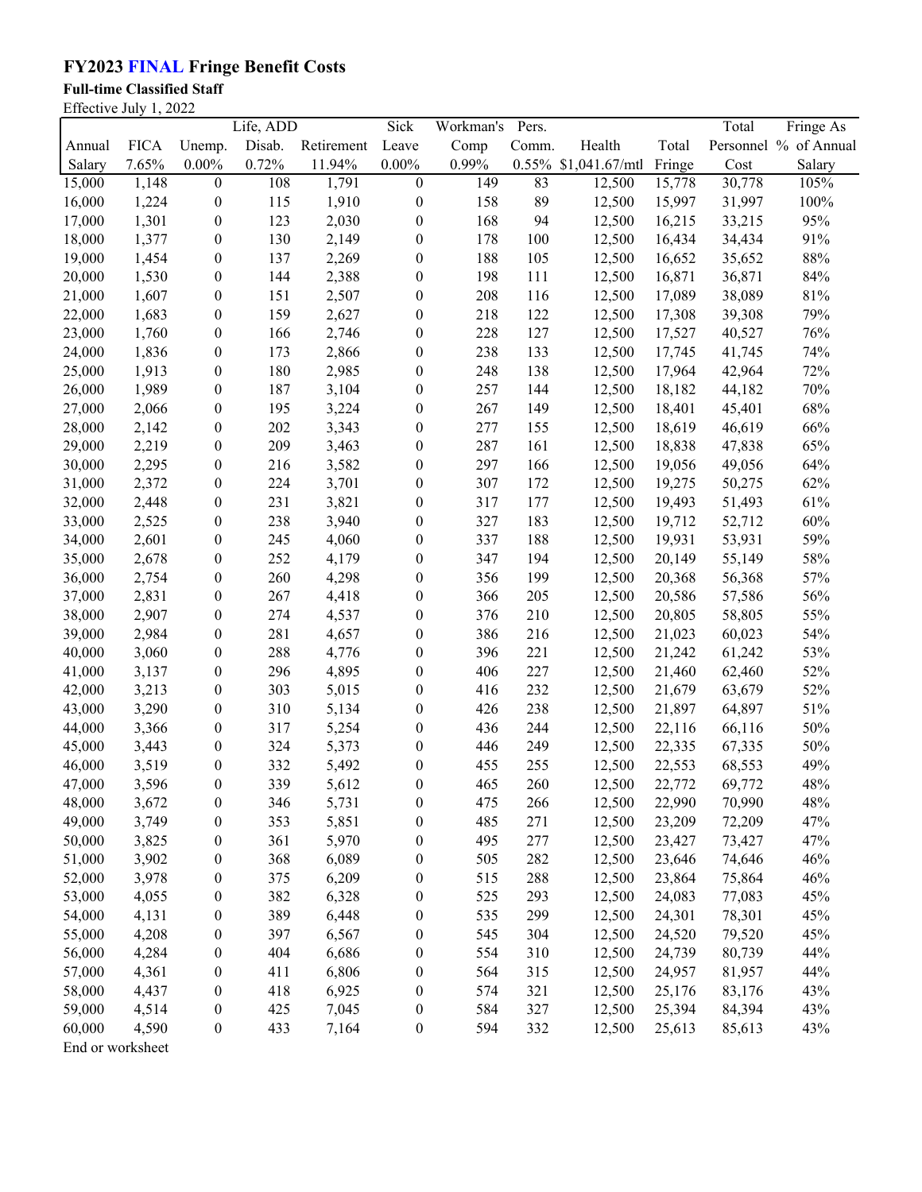# FY2023 FINAL Fringe Benefit Costs

**Full-time Classified Staff**

Effective July 1, 2022

| | | | Life, ADD | | Sick | Workman's | Pers. | | | Total | Fringe As |
|---|---|---|---|---|---|---|---|---|---|---|---|
| Annual | FICA | Unemp. | Disab. | Retirement | Leave | Comp | Comm. | Health | Total | Personnel | % of Annual |
| Salary | 7.65% | 0.00% | 0.72% | 11.94% | 0.00% | 0.99% | 0.55% | $1,041.67/mtl | Fringe | Cost | Salary |
| 15,000 | 1,148 | 0 | 108 | 1,791 | 0 | 149 | 83 | 12,500 | 15,778 | 30,778 | 105% |
| 16,000 | 1,224 | 0 | 115 | 1,910 | 0 | 158 | 89 | 12,500 | 15,997 | 31,997 | 100% |
| 17,000 | 1,301 | 0 | 123 | 2,030 | 0 | 168 | 94 | 12,500 | 16,215 | 33,215 | 95% |
| 18,000 | 1,377 | 0 | 130 | 2,149 | 0 | 178 | 100 | 12,500 | 16,434 | 34,434 | 91% |
| 19,000 | 1,454 | 0 | 137 | 2,269 | 0 | 188 | 105 | 12,500 | 16,652 | 35,652 | 88% |
| 20,000 | 1,530 | 0 | 144 | 2,388 | 0 | 198 | 111 | 12,500 | 16,871 | 36,871 | 84% |
| 21,000 | 1,607 | 0 | 151 | 2,507 | 0 | 208 | 116 | 12,500 | 17,089 | 38,089 | 81% |
| 22,000 | 1,683 | 0 | 159 | 2,627 | 0 | 218 | 122 | 12,500 | 17,308 | 39,308 | 79% |
| 23,000 | 1,760 | 0 | 166 | 2,746 | 0 | 228 | 127 | 12,500 | 17,527 | 40,527 | 76% |
| 24,000 | 1,836 | 0 | 173 | 2,866 | 0 | 238 | 133 | 12,500 | 17,745 | 41,745 | 74% |
| 25,000 | 1,913 | 0 | 180 | 2,985 | 0 | 248 | 138 | 12,500 | 17,964 | 42,964 | 72% |
| 26,000 | 1,989 | 0 | 187 | 3,104 | 0 | 257 | 144 | 12,500 | 18,182 | 44,182 | 70% |
| 27,000 | 2,066 | 0 | 195 | 3,224 | 0 | 267 | 149 | 12,500 | 18,401 | 45,401 | 68% |
| 28,000 | 2,142 | 0 | 202 | 3,343 | 0 | 277 | 155 | 12,500 | 18,619 | 46,619 | 66% |
| 29,000 | 2,219 | 0 | 209 | 3,463 | 0 | 287 | 161 | 12,500 | 18,838 | 47,838 | 65% |
| 30,000 | 2,295 | 0 | 216 | 3,582 | 0 | 297 | 166 | 12,500 | 19,056 | 49,056 | 64% |
| 31,000 | 2,372 | 0 | 224 | 3,701 | 0 | 307 | 172 | 12,500 | 19,275 | 50,275 | 62% |
| 32,000 | 2,448 | 0 | 231 | 3,821 | 0 | 317 | 177 | 12,500 | 19,493 | 51,493 | 61% |
| 33,000 | 2,525 | 0 | 238 | 3,940 | 0 | 327 | 183 | 12,500 | 19,712 | 52,712 | 60% |
| 34,000 | 2,601 | 0 | 245 | 4,060 | 0 | 337 | 188 | 12,500 | 19,931 | 53,931 | 59% |
| 35,000 | 2,678 | 0 | 252 | 4,179 | 0 | 347 | 194 | 12,500 | 20,149 | 55,149 | 58% |
| 36,000 | 2,754 | 0 | 260 | 4,298 | 0 | 356 | 199 | 12,500 | 20,368 | 56,368 | 57% |
| 37,000 | 2,831 | 0 | 267 | 4,418 | 0 | 366 | 205 | 12,500 | 20,586 | 57,586 | 56% |
| 38,000 | 2,907 | 0 | 274 | 4,537 | 0 | 376 | 210 | 12,500 | 20,805 | 58,805 | 55% |
| 39,000 | 2,984 | 0 | 281 | 4,657 | 0 | 386 | 216 | 12,500 | 21,023 | 60,023 | 54% |
| 40,000 | 3,060 | 0 | 288 | 4,776 | 0 | 396 | 221 | 12,500 | 21,242 | 61,242 | 53% |
| 41,000 | 3,137 | 0 | 296 | 4,895 | 0 | 406 | 227 | 12,500 | 21,460 | 62,460 | 52% |
| 42,000 | 3,213 | 0 | 303 | 5,015 | 0 | 416 | 232 | 12,500 | 21,679 | 63,679 | 52% |
| 43,000 | 3,290 | 0 | 310 | 5,134 | 0 | 426 | 238 | 12,500 | 21,897 | 64,897 | 51% |
| 44,000 | 3,366 | 0 | 317 | 5,254 | 0 | 436 | 244 | 12,500 | 22,116 | 66,116 | 50% |
| 45,000 | 3,443 | 0 | 324 | 5,373 | 0 | 446 | 249 | 12,500 | 22,335 | 67,335 | 50% |
| 46,000 | 3,519 | 0 | 332 | 5,492 | 0 | 455 | 255 | 12,500 | 22,553 | 68,553 | 49% |
| 47,000 | 3,596 | 0 | 339 | 5,612 | 0 | 465 | 260 | 12,500 | 22,772 | 69,772 | 48% |
| 48,000 | 3,672 | 0 | 346 | 5,731 | 0 | 475 | 266 | 12,500 | 22,990 | 70,990 | 48% |
| 49,000 | 3,749 | 0 | 353 | 5,851 | 0 | 485 | 271 | 12,500 | 23,209 | 72,209 | 47% |
| 50,000 | 3,825 | 0 | 361 | 5,970 | 0 | 495 | 277 | 12,500 | 23,427 | 73,427 | 47% |
| 51,000 | 3,902 | 0 | 368 | 6,089 | 0 | 505 | 282 | 12,500 | 23,646 | 74,646 | 46% |
| 52,000 | 3,978 | 0 | 375 | 6,209 | 0 | 515 | 288 | 12,500 | 23,864 | 75,864 | 46% |
| 53,000 | 4,055 | 0 | 382 | 6,328 | 0 | 525 | 293 | 12,500 | 24,083 | 77,083 | 45% |
| 54,000 | 4,131 | 0 | 389 | 6,448 | 0 | 535 | 299 | 12,500 | 24,301 | 78,301 | 45% |
| 55,000 | 4,208 | 0 | 397 | 6,567 | 0 | 545 | 304 | 12,500 | 24,520 | 79,520 | 45% |
| 56,000 | 4,284 | 0 | 404 | 6,686 | 0 | 554 | 310 | 12,500 | 24,739 | 80,739 | 44% |
| 57,000 | 4,361 | 0 | 411 | 6,806 | 0 | 564 | 315 | 12,500 | 24,957 | 81,957 | 44% |
| 58,000 | 4,437 | 0 | 418 | 6,925 | 0 | 574 | 321 | 12,500 | 25,176 | 83,176 | 43% |
| 59,000 | 4,514 | 0 | 425 | 7,045 | 0 | 584 | 327 | 12,500 | 25,394 | 84,394 | 43% |
| 60,000 | 4,590 | 0 | 433 | 7,164 | 0 | 594 | 332 | 12,500 | 25,613 | 85,613 | 43% |

End or worksheet